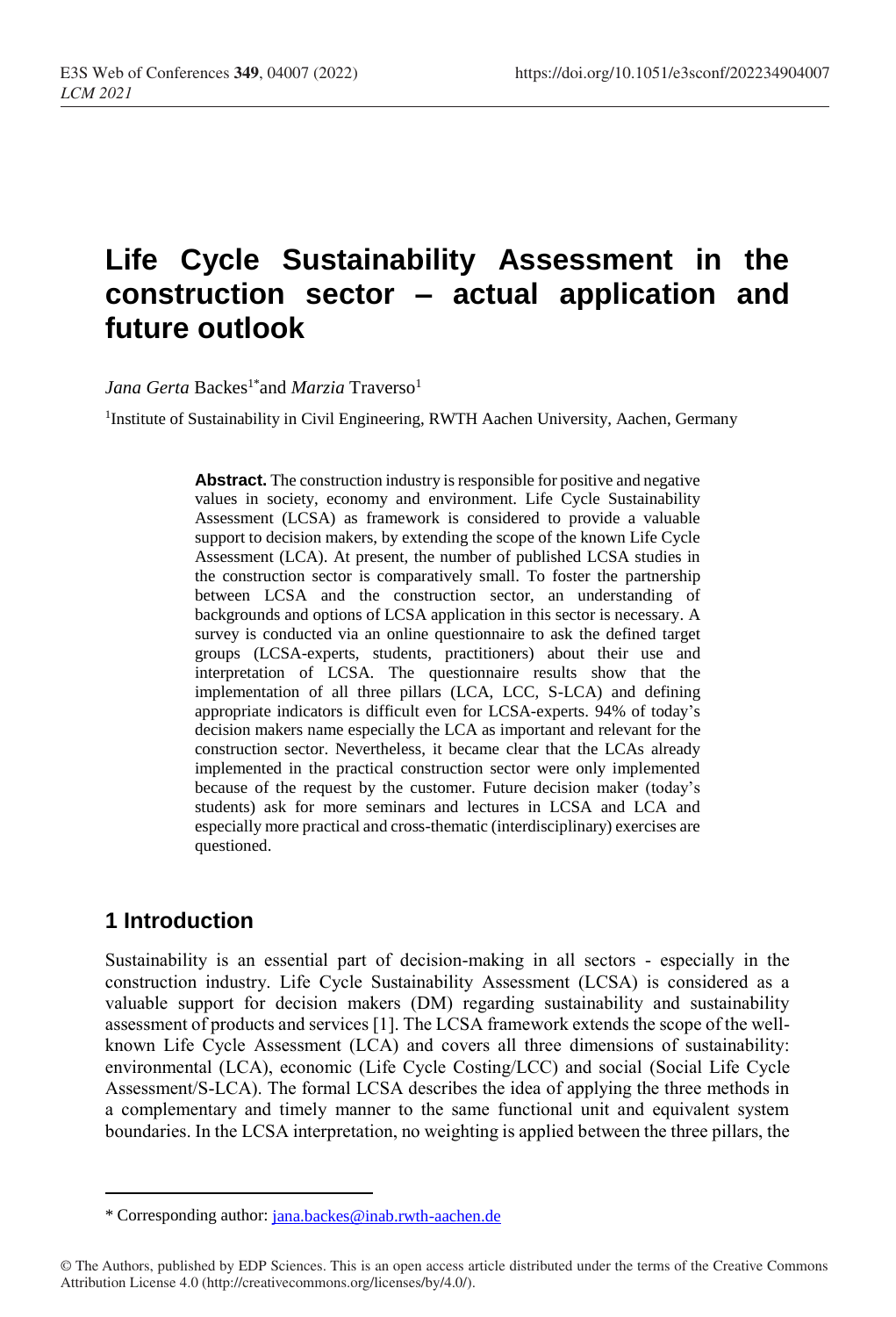# Life Cycle Sustainability Assessment in the construction sector – actual application and future outlook

*Jana Gerta* Backes[1*] and *Marzia* Traverso[1]

[1]Institute of Sustainability in Civil Engineering, RWTH Aachen University, Aachen, Germany

**Abstract.** The construction industry is responsible for positive and negative values in society, economy and environment. Life Cycle Sustainability Assessment (LCSA) as framework is considered to provide a valuable support to decision makers, by extending the scope of the known Life Cycle Assessment (LCA). At present, the number of published LCSA studies in the construction sector is comparatively small. To foster the partnership between LCSA and the construction sector, an understanding of backgrounds and options of LCSA application in this sector is necessary. A survey is conducted via an online questionnaire to ask the defined target groups (LCSA-experts, students, practitioners) about their use and interpretation of LCSA. The questionnaire results show that the implementation of all three pillars (LCA, LCC, S-LCA) and defining appropriate indicators is difficult even for LCSA-experts. 94% of today's decision makers name especially the LCA as important and relevant for the construction sector. Nevertheless, it became clear that the LCAs already implemented in the practical construction sector were only implemented because of the request by the customer. Future decision maker (today's students) ask for more seminars and lectures in LCSA and LCA and especially more practical and cross-thematic (interdisciplinary) exercises are questioned.

## 1 Introduction

Sustainability is an essential part of decision-making in all sectors - especially in the construction industry. Life Cycle Sustainability Assessment (LCSA) is considered as a valuable support for decision makers (DM) regarding sustainability and sustainability assessment of products and services [1]. The LCSA framework extends the scope of the well-known Life Cycle Assessment (LCA) and covers all three dimensions of sustainability: environmental (LCA), economic (Life Cycle Costing/LCC) and social (Social Life Cycle Assessment/S-LCA). The formal LCSA describes the idea of applying the three methods in a complementary and timely manner to the same functional unit and equivalent system boundaries. In the LCSA interpretation, no weighting is applied between the three pillars, the

---

\* Corresponding author: jana.backes@inab.rwth-aachen.de

© The Authors, published by EDP Sciences. This is an open access article distributed under the terms of the Creative Commons Attribution License 4.0 (http://creativecommons.org/licenses/by/4.0/).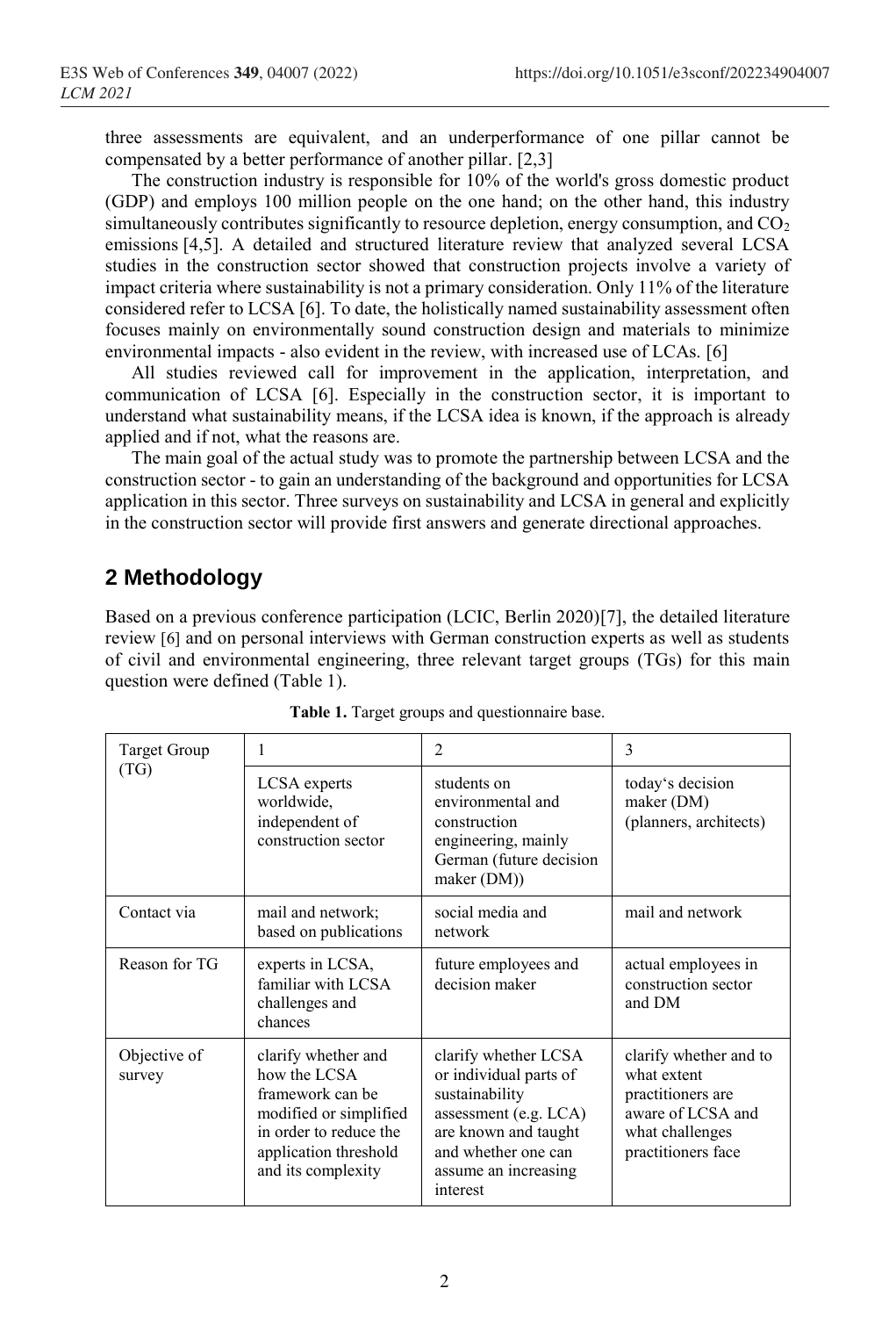three assessments are equivalent, and an underperformance of one pillar cannot be compensated by a better performance of another pillar. [2,3]

The construction industry is responsible for 10% of the world's gross domestic product (GDP) and employs 100 million people on the one hand; on the other hand, this industry simultaneously contributes significantly to resource depletion, energy consumption, and $CO_2$ emissions [4,5]. A detailed and structured literature review that analyzed several LCSA studies in the construction sector showed that construction projects involve a variety of impact criteria where sustainability is not a primary consideration. Only 11% of the literature considered refer to LCSA [6]. To date, the holistically named sustainability assessment often focuses mainly on environmentally sound construction design and materials to minimize environmental impacts - also evident in the review, with increased use of LCAs. [6]

All studies reviewed call for improvement in the application, interpretation, and communication of LCSA [6]. Especially in the construction sector, it is important to understand what sustainability means, if the LCSA idea is known, if the approach is already applied and if not, what the reasons are.

The main goal of the actual study was to promote the partnership between LCSA and the construction sector - to gain an understanding of the background and opportunities for LCSA application in this sector. Three surveys on sustainability and LCSA in general and explicitly in the construction sector will provide first answers and generate directional approaches.

## 2 Methodology

Based on a previous conference participation (LCIC, Berlin 2020)[7], the detailed literature review [6] and on personal interviews with German construction experts as well as students of civil and environmental engineering, three relevant target groups (TGs) for this main question were defined (Table 1).

**Table 1.** Target groups and questionnaire base.

| Target Group (TG) | 1 | 2 | 3 |
|---|---|---|---|
| | LCSA experts worldwide, independent of construction sector | students on environmental and construction engineering, mainly German (future decision maker (DM)) | today's decision maker (DM) (planners, architects) |
| Contact via | mail and network; based on publications | social media and network | mail and network |
| Reason for TG | experts in LCSA, familiar with LCSA challenges and chances | future employees and decision maker | actual employees in construction sector and DM |
| Objective of survey | clarify whether and how the LCSA framework can be modified or simplified in order to reduce the application threshold and its complexity | clarify whether LCSA or individual parts of sustainability assessment (e.g. LCA) are known and taught and whether one can assume an increasing interest | clarify whether and to what extent practitioners are aware of LCSA and what challenges practitioners face |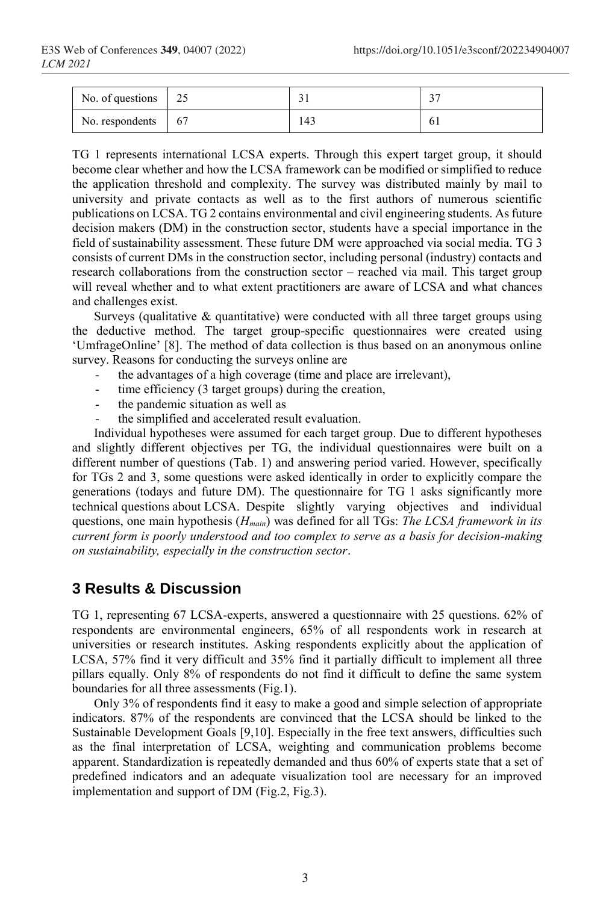| No. of questions | 25 | 31 | 37 |
| --- | --- | --- | --- |
| No. respondents | 67 | 143 | 61 |

TG 1 represents international LCSA experts. Through this expert target group, it should become clear whether and how the LCSA framework can be modified or simplified to reduce the application threshold and complexity. The survey was distributed mainly by mail to university and private contacts as well as to the first authors of numerous scientific publications on LCSA. TG 2 contains environmental and civil engineering students. As future decision makers (DM) in the construction sector, students have a special importance in the field of sustainability assessment. These future DM were approached via social media. TG 3 consists of current DMs in the construction sector, including personal (industry) contacts and research collaborations from the construction sector – reached via mail. This target group will reveal whether and to what extent practitioners are aware of LCSA and what chances and challenges exist.

Surveys (qualitative & quantitative) were conducted with all three target groups using the deductive method. The target group-specific questionnaires were created using 'UmfrageOnline' [8]. The method of data collection is thus based on an anonymous online survey. Reasons for conducting the surveys online are

- the advantages of a high coverage (time and place are irrelevant),
- time efficiency (3 target groups) during the creation,
- the pandemic situation as well as
- the simplified and accelerated result evaluation.

Individual hypotheses were assumed for each target group. Due to different hypotheses and slightly different objectives per TG, the individual questionnaires were built on a different number of questions (Tab. 1) and answering period varied. However, specifically for TGs 2 and 3, some questions were asked identically in order to explicitly compare the generations (todays and future DM). The questionnaire for TG 1 asks significantly more technical questions about LCSA. Despite slightly varying objectives and individual questions, one main hypothesis ($H_{main}$) was defined for all TGs: *The LCSA framework in its current form is poorly understood and too complex to serve as a basis for decision-making on sustainability, especially in the construction sector*.

## 3 Results & Discussion

TG 1, representing 67 LCSA-experts, answered a questionnaire with 25 questions. 62% of respondents are environmental engineers, 65% of all respondents work in research at universities or research institutes. Asking respondents explicitly about the application of LCSA, 57% find it very difficult and 35% find it partially difficult to implement all three pillars equally. Only 8% of respondents do not find it difficult to define the same system boundaries for all three assessments (Fig.1).

Only 3% of respondents find it easy to make a good and simple selection of appropriate indicators. 87% of the respondents are convinced that the LCSA should be linked to the Sustainable Development Goals [9,10]. Especially in the free text answers, difficulties such as the final interpretation of LCSA, weighting and communication problems become apparent. Standardization is repeatedly demanded and thus 60% of experts state that a set of predefined indicators and an adequate visualization tool are necessary for an improved implementation and support of DM (Fig.2, Fig.3).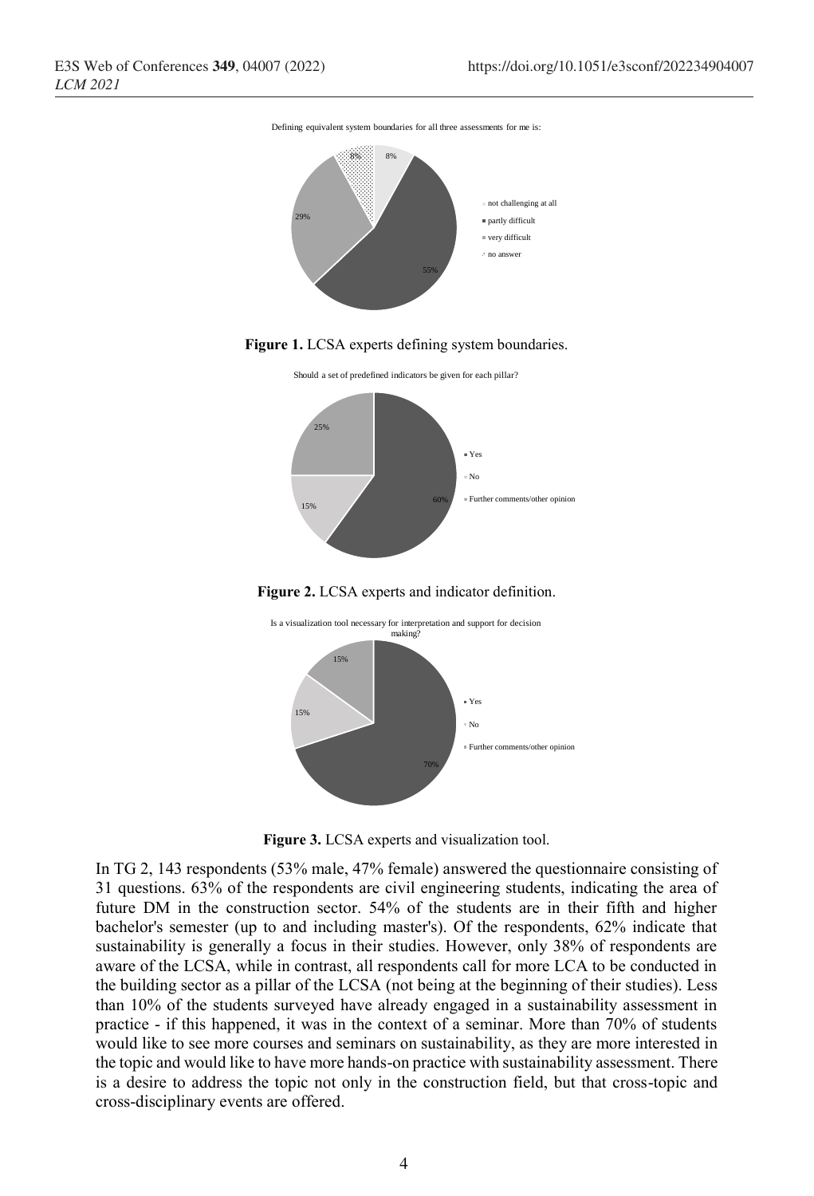Defining equivalent system boundaries for all three assessments for me is:

- not challenging at all: 8%
- partly difficult: 55%
- very difficult: 29%
- no answer: 8%

**Figure 1.** LCSA experts defining system boundaries.

Should a set of predefined indicators be given for each pillar?

- Yes: 60%
- No: 15%
- Further comments/other opinion: 25%

**Figure 2.** LCSA experts and indicator definition.

Is a visualization tool necessary for interpretation and support for decision making?

- Yes: 70%
- No: 15%
- Further comments/other opinion: 15%

**Figure 3.** LCSA experts and visualization tool.

In TG 2, 143 respondents (53% male, 47% female) answered the questionnaire consisting of 31 questions. 63% of the respondents are civil engineering students, indicating the area of future DM in the construction sector. 54% of the students are in their fifth and higher bachelor's semester (up to and including master's). Of the respondents, 62% indicate that sustainability is generally a focus in their studies. However, only 38% of respondents are aware of the LCSA, while in contrast, all respondents call for more LCA to be conducted in the building sector as a pillar of the LCSA (not being at the beginning of their studies). Less than 10% of the students surveyed have already engaged in a sustainability assessment in practice - if this happened, it was in the context of a seminar. More than 70% of students would like to see more courses and seminars on sustainability, as they are more interested in the topic and would like to have more hands-on practice with sustainability assessment. There is a desire to address the topic not only in the construction field, but that cross-topic and cross-disciplinary events are offered.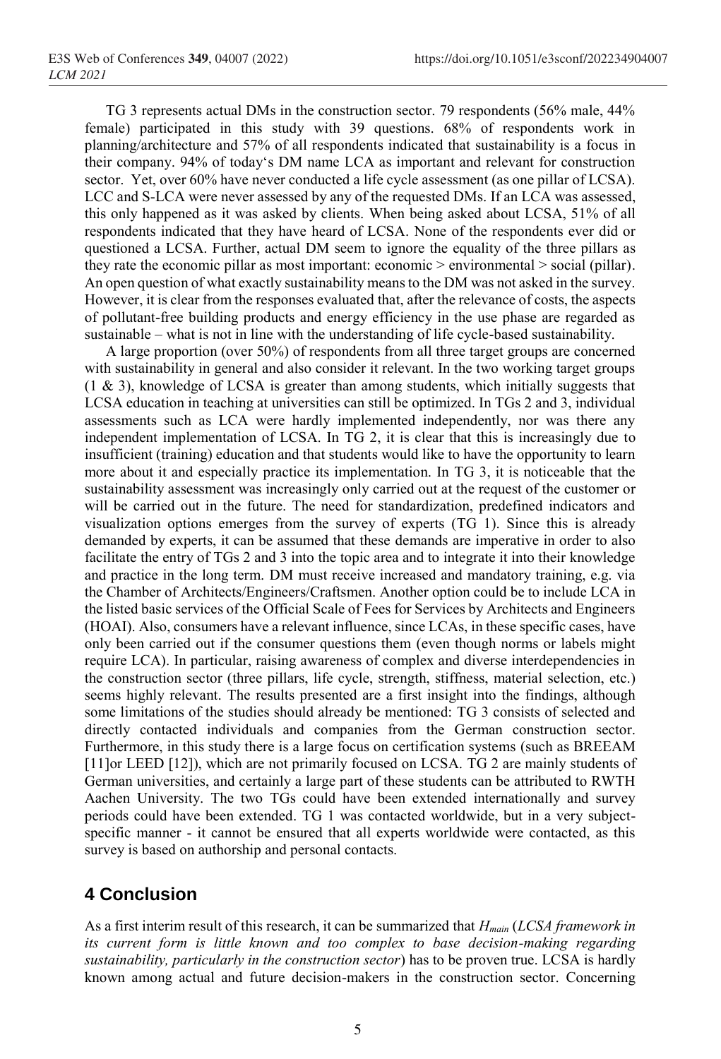TG 3 represents actual DMs in the construction sector. 79 respondents (56% male, 44% female) participated in this study with 39 questions. 68% of respondents work in planning/architecture and 57% of all respondents indicated that sustainability is a focus in their company. 94% of today's DM name LCA as important and relevant for construction sector. Yet, over 60% have never conducted a life cycle assessment (as one pillar of LCSA). LCC and S-LCA were never assessed by any of the requested DMs. If an LCA was assessed, this only happened as it was asked by clients. When being asked about LCSA, 51% of all respondents indicated that they have heard of LCSA. None of the respondents ever did or questioned a LCSA. Further, actual DM seem to ignore the equality of the three pillars as they rate the economic pillar as most important: economic > environmental > social (pillar). An open question of what exactly sustainability means to the DM was not asked in the survey. However, it is clear from the responses evaluated that, after the relevance of costs, the aspects of pollutant-free building products and energy efficiency in the use phase are regarded as sustainable – what is not in line with the understanding of life cycle-based sustainability.

A large proportion (over 50%) of respondents from all three target groups are concerned with sustainability in general and also consider it relevant. In the two working target groups (1 & 3), knowledge of LCSA is greater than among students, which initially suggests that LCSA education in teaching at universities can still be optimized. In TGs 2 and 3, individual assessments such as LCA were hardly implemented independently, nor was there any independent implementation of LCSA. In TG 2, it is clear that this is increasingly due to insufficient (training) education and that students would like to have the opportunity to learn more about it and especially practice its implementation. In TG 3, it is noticeable that the sustainability assessment was increasingly only carried out at the request of the customer or will be carried out in the future. The need for standardization, predefined indicators and visualization options emerges from the survey of experts (TG 1). Since this is already demanded by experts, it can be assumed that these demands are imperative in order to also facilitate the entry of TGs 2 and 3 into the topic area and to integrate it into their knowledge and practice in the long term. DM must receive increased and mandatory training, e.g. via the Chamber of Architects/Engineers/Craftsmen. Another option could be to include LCA in the listed basic services of the Official Scale of Fees for Services by Architects and Engineers (HOAI). Also, consumers have a relevant influence, since LCAs, in these specific cases, have only been carried out if the consumer questions them (even though norms or labels might require LCA). In particular, raising awareness of complex and diverse interdependencies in the construction sector (three pillars, life cycle, strength, stiffness, material selection, etc.) seems highly relevant. The results presented are a first insight into the findings, although some limitations of the studies should already be mentioned: TG 3 consists of selected and directly contacted individuals and companies from the German construction sector. Furthermore, in this study there is a large focus on certification systems (such as BREEAM [11]or LEED [12]), which are not primarily focused on LCSA. TG 2 are mainly students of German universities, and certainly a large part of these students can be attributed to RWTH Aachen University. The two TGs could have been extended internationally and survey periods could have been extended. TG 1 was contacted worldwide, but in a very subject-specific manner - it cannot be ensured that all experts worldwide were contacted, as this survey is based on authorship and personal contacts.

## 4 Conclusion

As a first interim result of this research, it can be summarized that $H_{main}$ (*LCSA framework in its current form is little known and too complex to base decision-making regarding sustainability, particularly in the construction sector*) has to be proven true. LCSA is hardly known among actual and future decision-makers in the construction sector. Concerning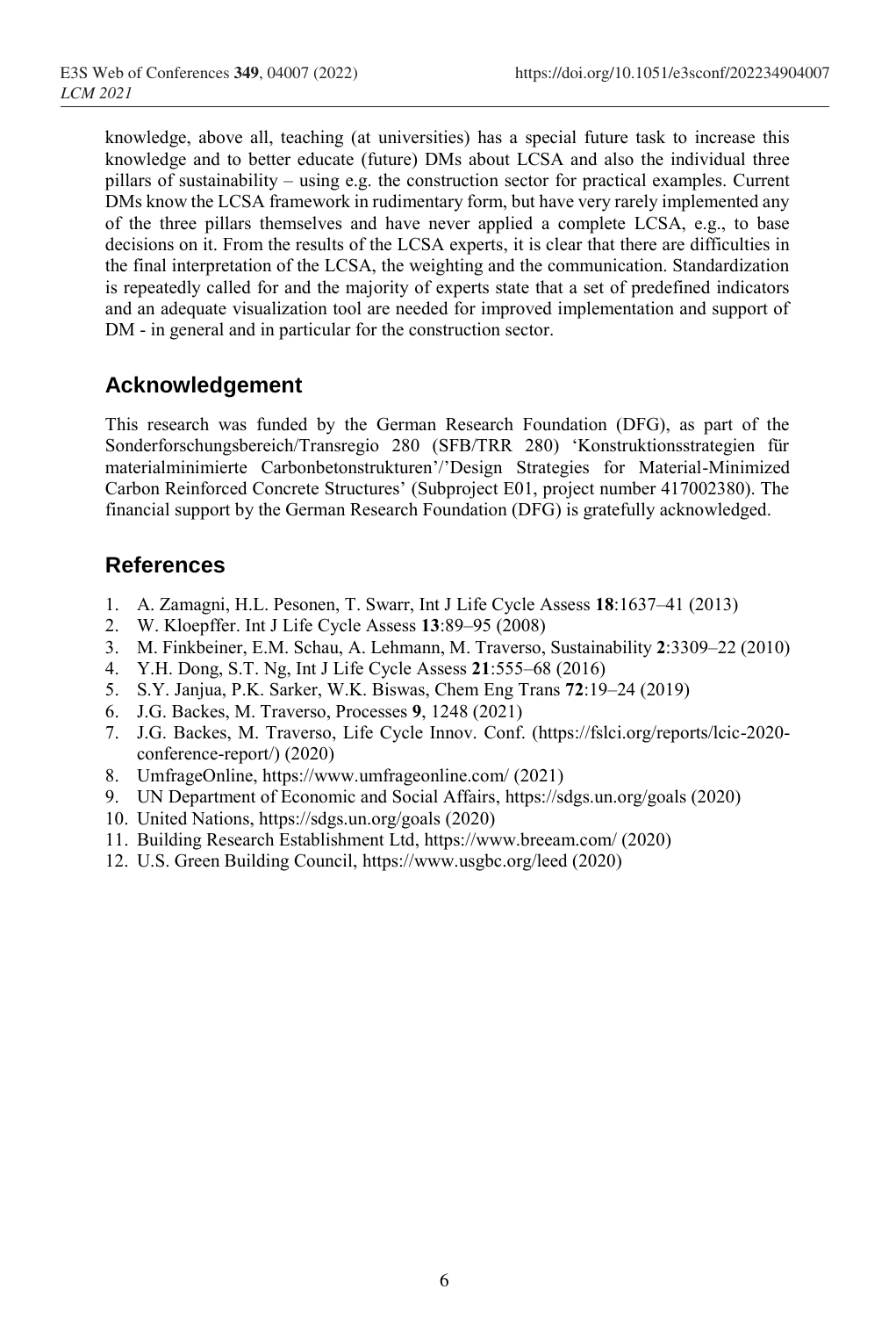knowledge, above all, teaching (at universities) has a special future task to increase this knowledge and to better educate (future) DMs about LCSA and also the individual three pillars of sustainability – using e.g. the construction sector for practical examples. Current DMs know the LCSA framework in rudimentary form, but have very rarely implemented any of the three pillars themselves and have never applied a complete LCSA, e.g., to base decisions on it. From the results of the LCSA experts, it is clear that there are difficulties in the final interpretation of the LCSA, the weighting and the communication. Standardization is repeatedly called for and the majority of experts state that a set of predefined indicators and an adequate visualization tool are needed for improved implementation and support of DM - in general and in particular for the construction sector.

## Acknowledgement

This research was funded by the German Research Foundation (DFG), as part of the Sonderforschungsbereich/Transregio 280 (SFB/TRR 280) 'Konstruktionsstrategien für materialminimierte Carbonbetonstrukturen'/'Design Strategies for Material-Minimized Carbon Reinforced Concrete Structures' (Subproject E01, project number 417002380). The financial support by the German Research Foundation (DFG) is gratefully acknowledged.

## References

1. A. Zamagni, H.L. Pesonen, T. Swarr, Int J Life Cycle Assess **18**:1637–41 (2013)
2. W. Kloepffer. Int J Life Cycle Assess **13**:89–95 (2008)
3. M. Finkbeiner, E.M. Schau, A. Lehmann, M. Traverso, Sustainability **2**:3309–22 (2010)
4. Y.H. Dong, S.T. Ng, Int J Life Cycle Assess **21**:555–68 (2016)
5. S.Y. Janjua, P.K. Sarker, W.K. Biswas, Chem Eng Trans **72**:19–24 (2019)
6. J.G. Backes, M. Traverso, Processes **9**, 1248 (2021)
7. J.G. Backes, M. Traverso, Life Cycle Innov. Conf. (https://fslci.org/reports/lcic-2020-conference-report/) (2020)
8. UmfrageOnline, https://www.umfrageonline.com/ (2021)
9. UN Department of Economic and Social Affairs, https://sdgs.un.org/goals (2020)
10. United Nations, https://sdgs.un.org/goals (2020)
11. Building Research Establishment Ltd, https://www.breeam.com/ (2020)
12. U.S. Green Building Council, https://www.usgbc.org/leed (2020)